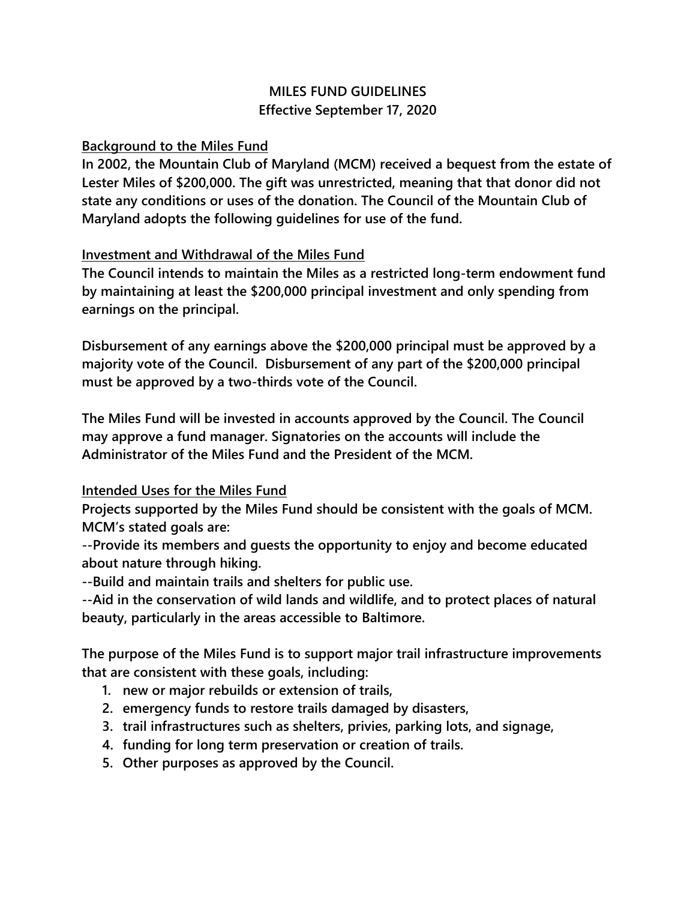# MILES FUND GUIDELINES

**Effective September 17, 2020**

## Background to the Miles Fund

In 2002, the Mountain Club of Maryland (MCM) received a bequest from the estate of Lester Miles of $200,000. The gift was unrestricted, meaning that that donor did not state any conditions or uses of the donation. The Council of the Mountain Club of Maryland adopts the following guidelines for use of the fund.

## Investment and Withdrawal of the Miles Fund

The Council intends to maintain the Miles as a restricted long-term endowment fund by maintaining at least the $200,000 principal investment and only spending from earnings on the principal.

Disbursement of any earnings above the $200,000 principal must be approved by a majority vote of the Council. Disbursement of any part of the $200,000 principal must be approved by a two-thirds vote of the Council.

The Miles Fund will be invested in accounts approved by the Council. The Council may approve a fund manager. Signatories on the accounts will include the Administrator of the Miles Fund and the President of the MCM.

## Intended Uses for the Miles Fund

Projects supported by the Miles Fund should be consistent with the goals of MCM. MCM's stated goals are:

--Provide its members and guests the opportunity to enjoy and become educated about nature through hiking.

--Build and maintain trails and shelters for public use.

--Aid in the conservation of wild lands and wildlife, and to protect places of natural beauty, particularly in the areas accessible to Baltimore.

The purpose of the Miles Fund is to support major trail infrastructure improvements that are consistent with these goals, including:

1. new or major rebuilds or extension of trails,
2. emergency funds to restore trails damaged by disasters,
3. trail infrastructures such as shelters, privies, parking lots, and signage,
4. funding for long term preservation or creation of trails.
5. Other purposes as approved by the Council.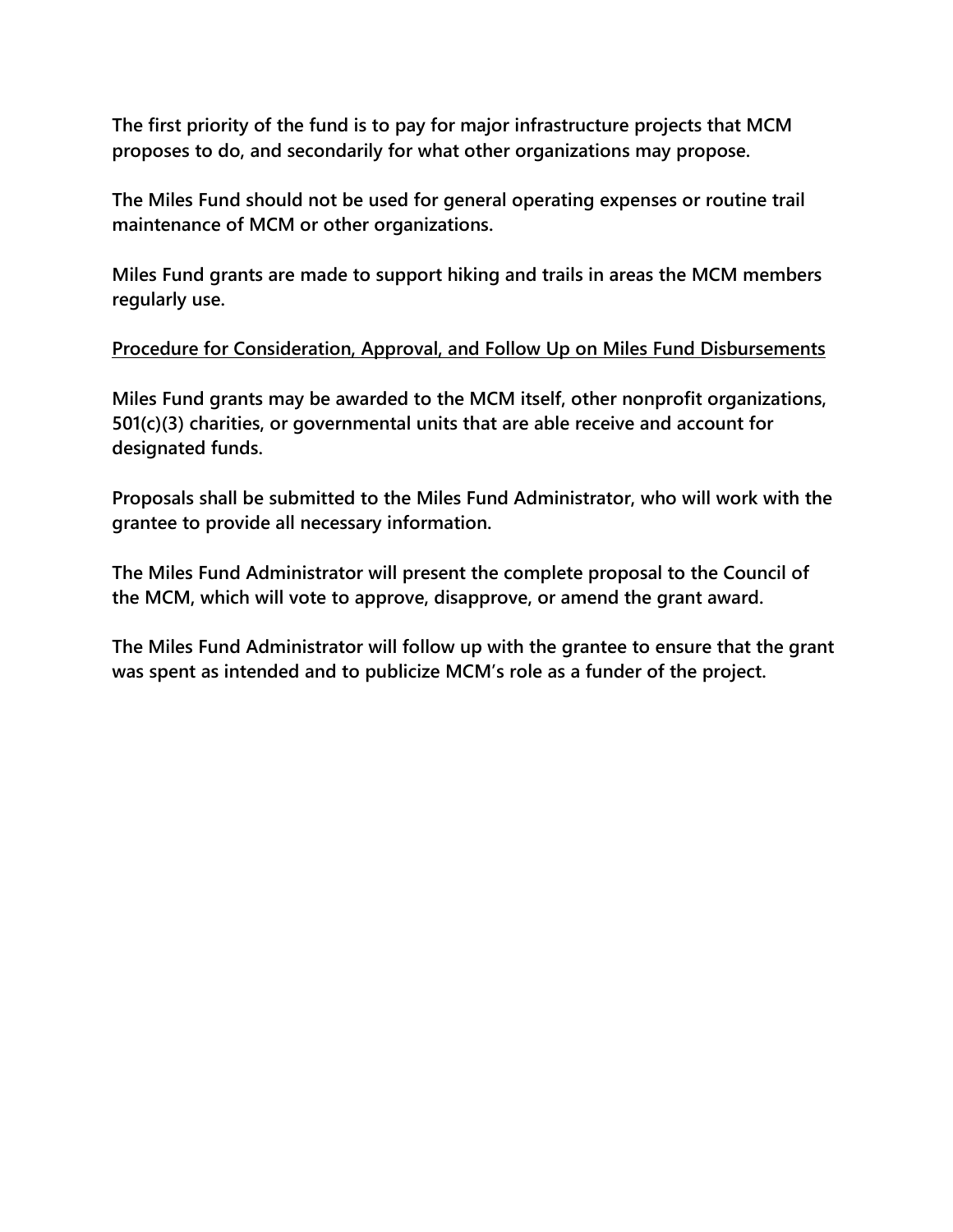**The first priority of the fund is to pay for major infrastructure projects that MCM proposes to do, and secondarily for what other organizations may propose.**

**The Miles Fund should not be used for general operating expenses or routine trail maintenance of MCM or other organizations.**

**Miles Fund grants are made to support hiking and trails in areas the MCM members regularly use.**

**<u>Procedure for Consideration, Approval, and Follow Up on Miles Fund Disbursements</u>**

**Miles Fund grants may be awarded to the MCM itself, other nonprofit organizations, 501(c)(3) charities, or governmental units that are able receive and account for designated funds.**

**Proposals shall be submitted to the Miles Fund Administrator, who will work with the grantee to provide all necessary information.**

**The Miles Fund Administrator will present the complete proposal to the Council of the MCM, which will vote to approve, disapprove, or amend the grant award.**

**The Miles Fund Administrator will follow up with the grantee to ensure that the grant was spent as intended and to publicize MCM's role as a funder of the project.**